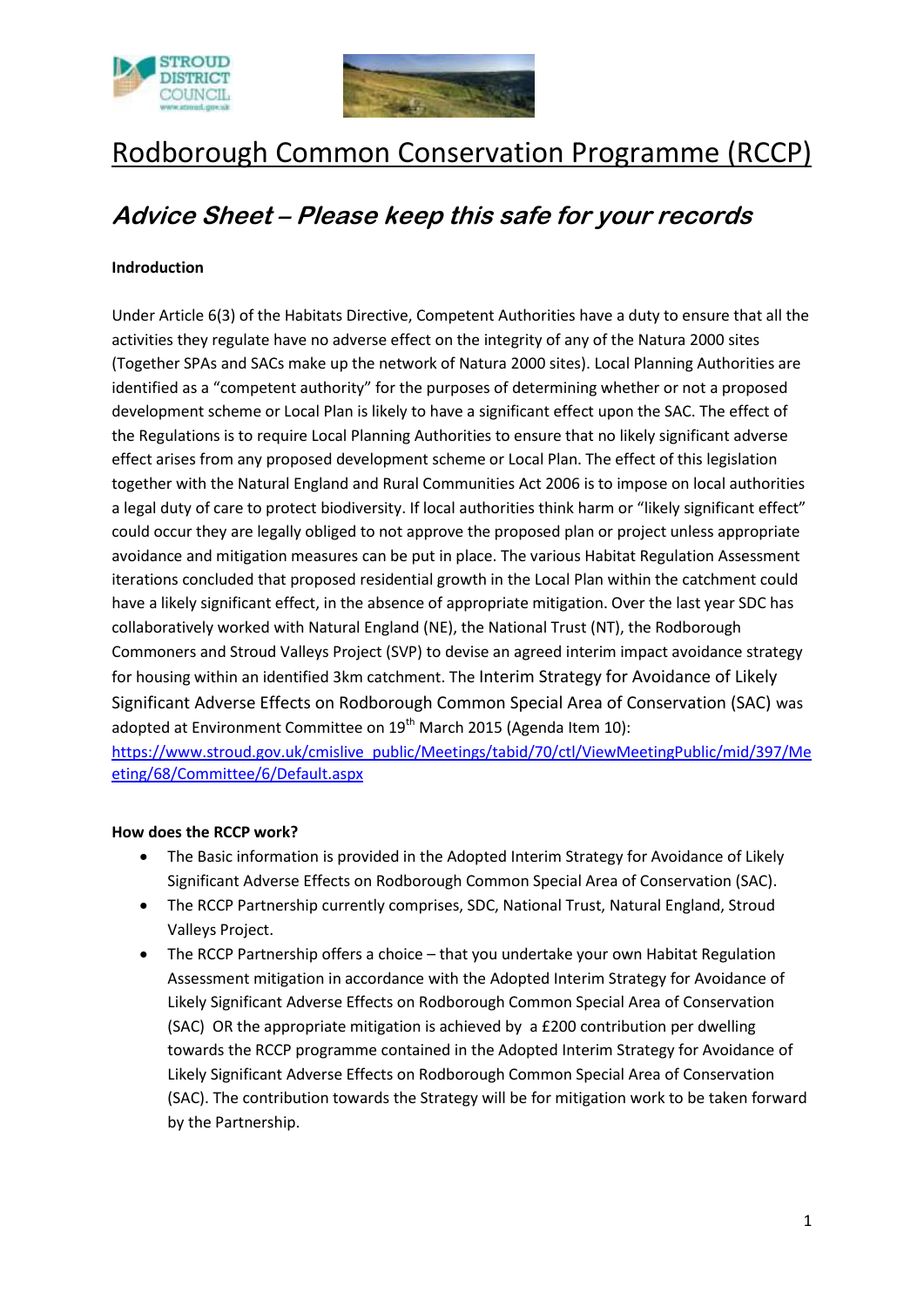# Rodborough Common Conservation Programme (RCCP)

## *Advice Sheet – Please keep this safe for your records*

**Indroduction**

Under Article 6(3) of the Habitats Directive, Competent Authorities have a duty to ensure that all the activities they regulate have no adverse effect on the integrity of any of the Natura 2000 sites (Together SPAs and SACs make up the network of Natura 2000 sites). Local Planning Authorities are identified as a "competent authority" for the purposes of determining whether or not a proposed development scheme or Local Plan is likely to have a significant effect upon the SAC. The effect of the Regulations is to require Local Planning Authorities to ensure that no likely significant adverse effect arises from any proposed development scheme or Local Plan. The effect of this legislation together with the Natural England and Rural Communities Act 2006 is to impose on local authorities a legal duty of care to protect biodiversity. If local authorities think harm or "likely significant effect" could occur they are legally obliged to not approve the proposed plan or project unless appropriate avoidance and mitigation measures can be put in place. The various Habitat Regulation Assessment iterations concluded that proposed residential growth in the Local Plan within the catchment could have a likely significant effect, in the absence of appropriate mitigation. Over the last year SDC has collaboratively worked with Natural England (NE), the National Trust (NT), the Rodborough Commoners and Stroud Valleys Project (SVP) to devise an agreed interim impact avoidance strategy for housing within an identified 3km catchment. The Interim Strategy for Avoidance of Likely Significant Adverse Effects on Rodborough Common Special Area of Conservation (SAC) was adopted at Environment Committee on 19th March 2015 (Agenda Item 10): https://www.stroud.gov.uk/cmislive_public/Meetings/tabid/70/ctl/ViewMeetingPublic/mid/397/Meeting/68/Committee/6/Default.aspx

**How does the RCCP work?**

- The Basic information is provided in the Adopted Interim Strategy for Avoidance of Likely Significant Adverse Effects on Rodborough Common Special Area of Conservation (SAC).
- The RCCP Partnership currently comprises, SDC, National Trust, Natural England, Stroud Valleys Project.
- The RCCP Partnership offers a choice – that you undertake your own Habitat Regulation Assessment mitigation in accordance with the Adopted Interim Strategy for Avoidance of Likely Significant Adverse Effects on Rodborough Common Special Area of Conservation (SAC) OR the appropriate mitigation is achieved by a £200 contribution per dwelling towards the RCCP programme contained in the Adopted Interim Strategy for Avoidance of Likely Significant Adverse Effects on Rodborough Common Special Area of Conservation (SAC). The contribution towards the Strategy will be for mitigation work to be taken forward by the Partnership.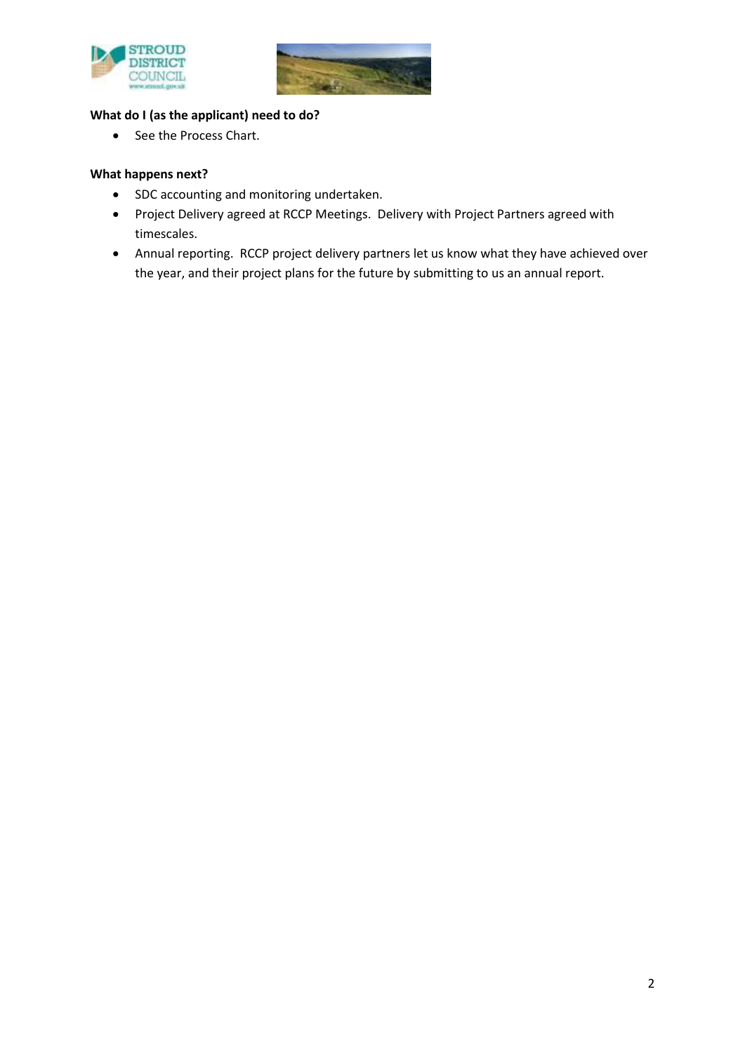**What do I (as the applicant) need to do?**

- See the Process Chart.

**What happens next?**

- SDC accounting and monitoring undertaken.
- Project Delivery agreed at RCCP Meetings. Delivery with Project Partners agreed with timescales.
- Annual reporting. RCCP project delivery partners let us know what they have achieved over the year, and their project plans for the future by submitting to us an annual report.